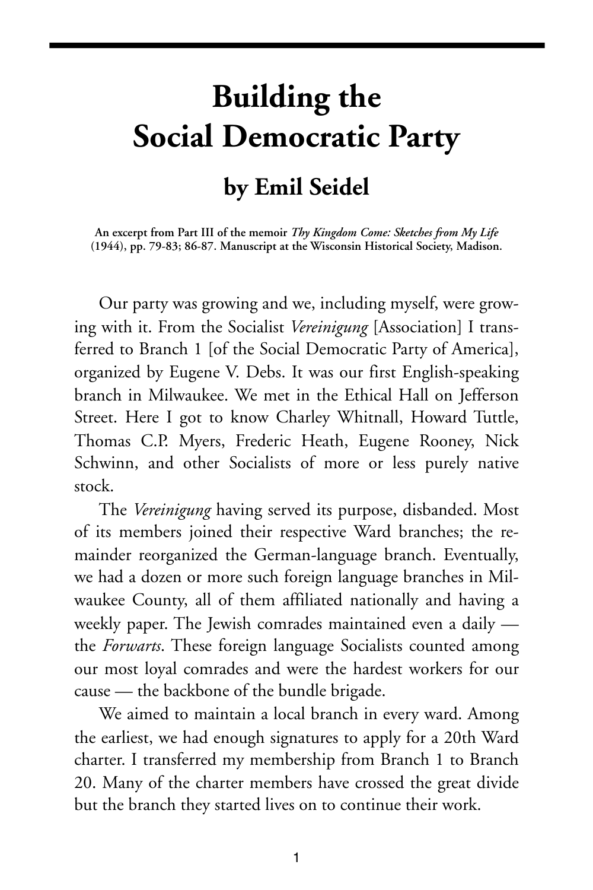# Building the Social Democratic Party

## by Emil Seidel

**An excerpt from Part III of the memoir *Thy Kingdom Come: Sketches from My Life* (1944), pp. 79-83; 86-87. Manuscript at the Wisconsin Historical Society, Madison.**

Our party was growing and we, including myself, were growing with it. From the Socialist *Vereinigung* [Association] I transferred to Branch 1 [of the Social Democratic Party of America], organized by Eugene V. Debs. It was our first English-speaking branch in Milwaukee. We met in the Ethical Hall on Jefferson Street. Here I got to know Charley Whitnall, Howard Tuttle, Thomas C.P. Myers, Frederic Heath, Eugene Rooney, Nick Schwinn, and other Socialists of more or less purely native stock.

The *Vereinigung* having served its purpose, disbanded. Most of its members joined their respective Ward branches; the remainder reorganized the German-language branch. Eventually, we had a dozen or more such foreign language branches in Milwaukee County, all of them affiliated nationally and having a weekly paper. The Jewish comrades maintained even a daily — the *Forwarts*. These foreign language Socialists counted among our most loyal comrades and were the hardest workers for our cause — the backbone of the bundle brigade.

We aimed to maintain a local branch in every ward. Among the earliest, we had enough signatures to apply for a 20th Ward charter. I transferred my membership from Branch 1 to Branch 20. Many of the charter members have crossed the great divide but the branch they started lives on to continue their work.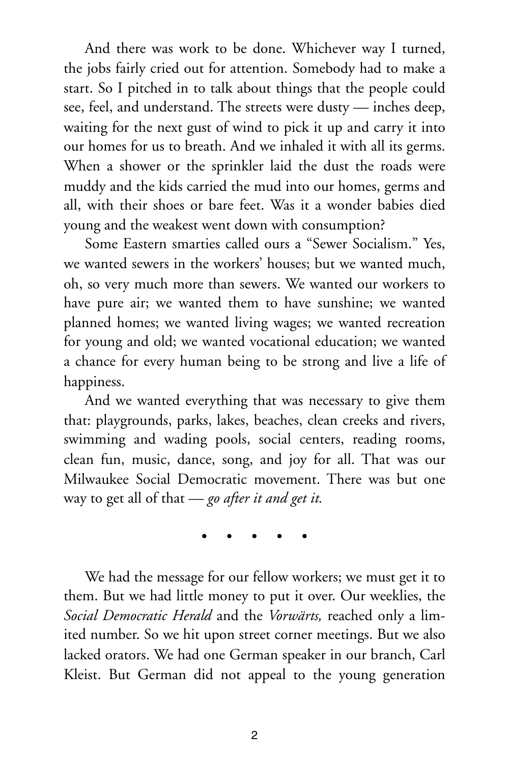And there was work to be done. Whichever way I turned, the jobs fairly cried out for attention. Somebody had to make a start. So I pitched in to talk about things that the people could see, feel, and understand. The streets were dusty — inches deep, waiting for the next gust of wind to pick it up and carry it into our homes for us to breath. And we inhaled it with all its germs. When a shower or the sprinkler laid the dust the roads were muddy and the kids carried the mud into our homes, germs and all, with their shoes or bare feet. Was it a wonder babies died young and the weakest went down with consumption?

Some Eastern smarties called ours a "Sewer Socialism." Yes, we wanted sewers in the workers' houses; but we wanted much, oh, so very much more than sewers. We wanted our workers to have pure air; we wanted them to have sunshine; we wanted planned homes; we wanted living wages; we wanted recreation for young and old; we wanted vocational education; we wanted a chance for every human being to be strong and live a life of happiness.

And we wanted everything that was necessary to give them that: playgrounds, parks, lakes, beaches, clean creeks and rivers, swimming and wading pools, social centers, reading rooms, clean fun, music, dance, song, and joy for all. That was our Milwaukee Social Democratic movement. There was but one way to get all of that — *go after it and get it.*

• • • • •

We had the message for our fellow workers; we must get it to them. But we had little money to put it over. Our weeklies, the *Social Democratic Herald* and the *Vorwärts,* reached only a limited number. So we hit upon street corner meetings. But we also lacked orators. We had one German speaker in our branch, Carl Kleist. But German did not appeal to the young generation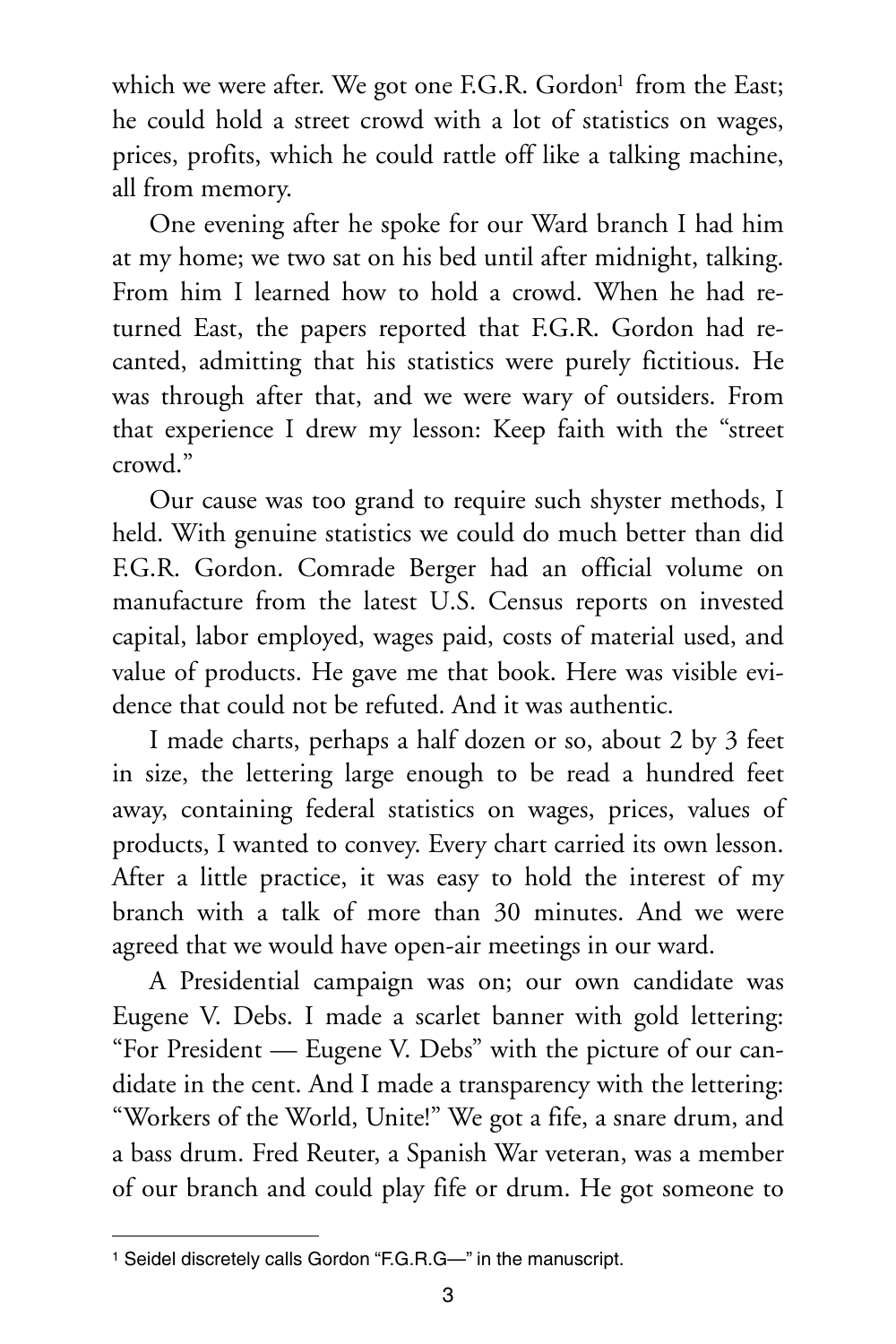which we were after. We got one F.G.R. Gordon[1] from the East; he could hold a street crowd with a lot of statistics on wages, prices, profits, which he could rattle off like a talking machine, all from memory.

One evening after he spoke for our Ward branch I had him at my home; we two sat on his bed until after midnight, talking. From him I learned how to hold a crowd. When he had returned East, the papers reported that F.G.R. Gordon had recanted, admitting that his statistics were purely fictitious. He was through after that, and we were wary of outsiders. From that experience I drew my lesson: Keep faith with the "street crowd."

Our cause was too grand to require such shyster methods, I held. With genuine statistics we could do much better than did F.G.R. Gordon. Comrade Berger had an official volume on manufacture from the latest U.S. Census reports on invested capital, labor employed, wages paid, costs of material used, and value of products. He gave me that book. Here was visible evidence that could not be refuted. And it was authentic.

I made charts, perhaps a half dozen or so, about 2 by 3 feet in size, the lettering large enough to be read a hundred feet away, containing federal statistics on wages, prices, values of products, I wanted to convey. Every chart carried its own lesson. After a little practice, it was easy to hold the interest of my branch with a talk of more than 30 minutes. And we were agreed that we would have open-air meetings in our ward.

A Presidential campaign was on; our own candidate was Eugene V. Debs. I made a scarlet banner with gold lettering: "For President — Eugene V. Debs" with the picture of our candidate in the cent. And I made a transparency with the lettering: "Workers of the World, Unite!" We got a fife, a snare drum, and a bass drum. Fred Reuter, a Spanish War veteran, was a member of our branch and could play fife or drum. He got someone to

---

[1] Seidel discretely calls Gordon "F.G.R.G—" in the manuscript.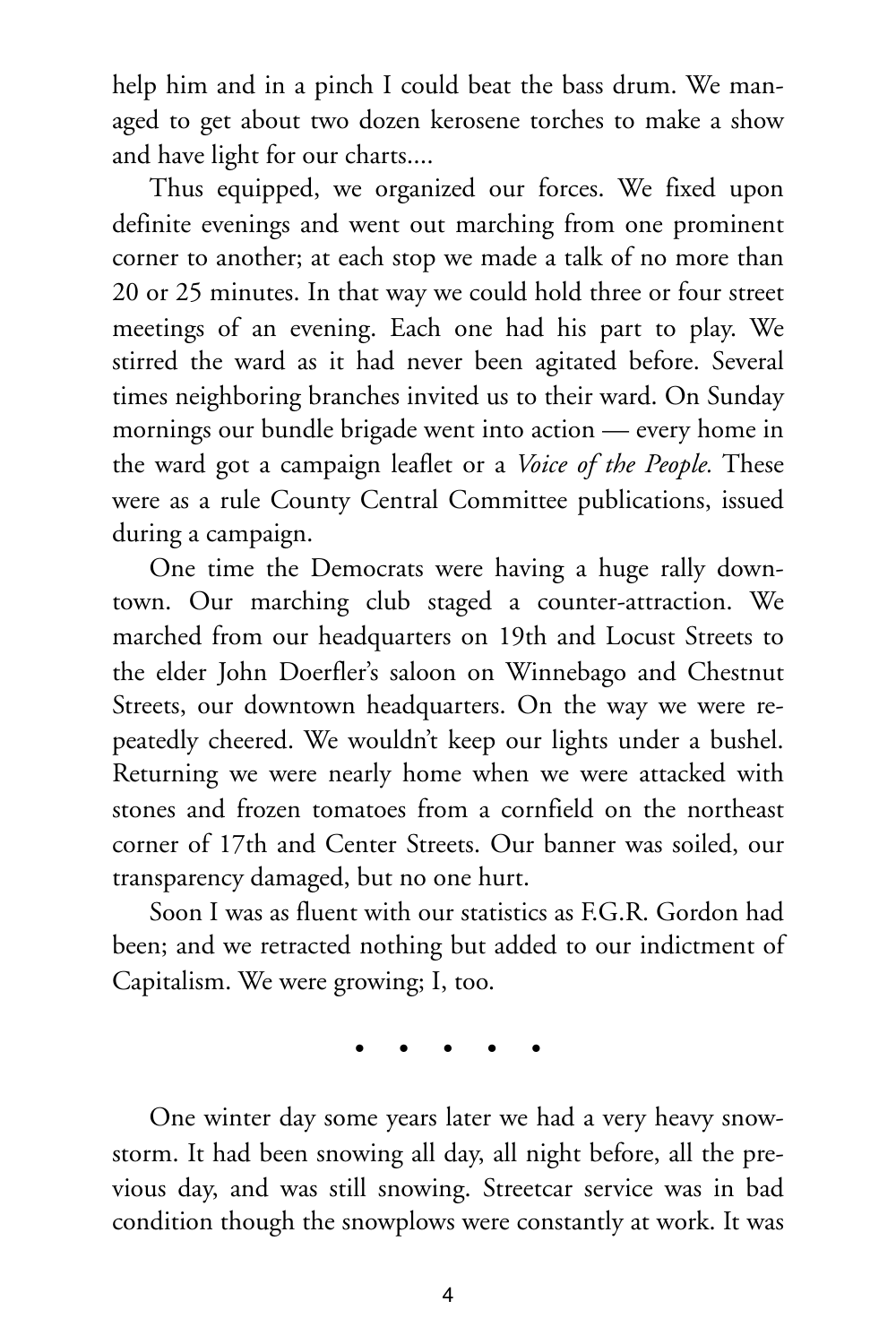help him and in a pinch I could beat the bass drum. We managed to get about two dozen kerosene torches to make a show and have light for our charts....

Thus equipped, we organized our forces. We fixed upon definite evenings and went out marching from one prominent corner to another; at each stop we made a talk of no more than 20 or 25 minutes. In that way we could hold three or four street meetings of an evening. Each one had his part to play. We stirred the ward as it had never been agitated before. Several times neighboring branches invited us to their ward. On Sunday mornings our bundle brigade went into action — every home in the ward got a campaign leaflet or a *Voice of the People.* These were as a rule County Central Committee publications, issued during a campaign.

One time the Democrats were having a huge rally downtown. Our marching club staged a counter-attraction. We marched from our headquarters on 19th and Locust Streets to the elder John Doerfler's saloon on Winnebago and Chestnut Streets, our downtown headquarters. On the way we were repeatedly cheered. We wouldn't keep our lights under a bushel. Returning we were nearly home when we were attacked with stones and frozen tomatoes from a cornfield on the northeast corner of 17th and Center Streets. Our banner was soiled, our transparency damaged, but no one hurt.

Soon I was as fluent with our statistics as F.G.R. Gordon had been; and we retracted nothing but added to our indictment of Capitalism. We were growing; I, too.

• • • • •

One winter day some years later we had a very heavy snowstorm. It had been snowing all day, all night before, all the previous day, and was still snowing. Streetcar service was in bad condition though the snowplows were constantly at work. It was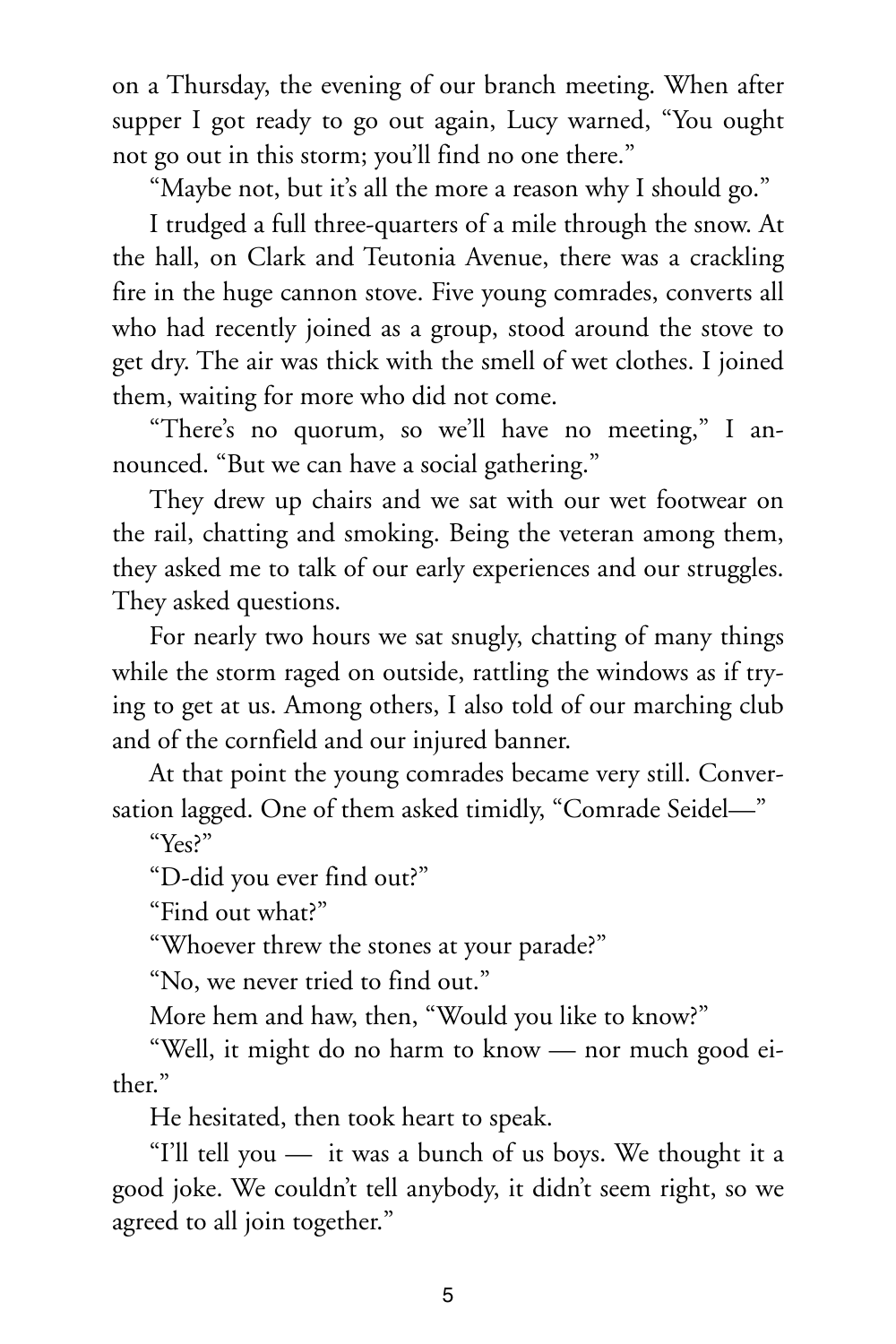on a Thursday, the evening of our branch meeting. When after supper I got ready to go out again, Lucy warned, "You ought not go out in this storm; you'll find no one there."

"Maybe not, but it's all the more a reason why I should go."

I trudged a full three-quarters of a mile through the snow. At the hall, on Clark and Teutonia Avenue, there was a crackling fire in the huge cannon stove. Five young comrades, converts all who had recently joined as a group, stood around the stove to get dry. The air was thick with the smell of wet clothes. I joined them, waiting for more who did not come.

"There's no quorum, so we'll have no meeting," I announced. "But we can have a social gathering."

They drew up chairs and we sat with our wet footwear on the rail, chatting and smoking. Being the veteran among them, they asked me to talk of our early experiences and our struggles. They asked questions.

For nearly two hours we sat snugly, chatting of many things while the storm raged on outside, rattling the windows as if trying to get at us. Among others, I also told of our marching club and of the cornfield and our injured banner.

At that point the young comrades became very still. Conversation lagged. One of them asked timidly, "Comrade Seidel—"

"Yes?"

"D-did you ever find out?"

"Find out what?"

"Whoever threw the stones at your parade?"

"No, we never tried to find out."

More hem and haw, then, "Would you like to know?"

"Well, it might do no harm to know — nor much good either."

He hesitated, then took heart to speak.

"I'll tell you — it was a bunch of us boys. We thought it a good joke. We couldn't tell anybody, it didn't seem right, so we agreed to all join together."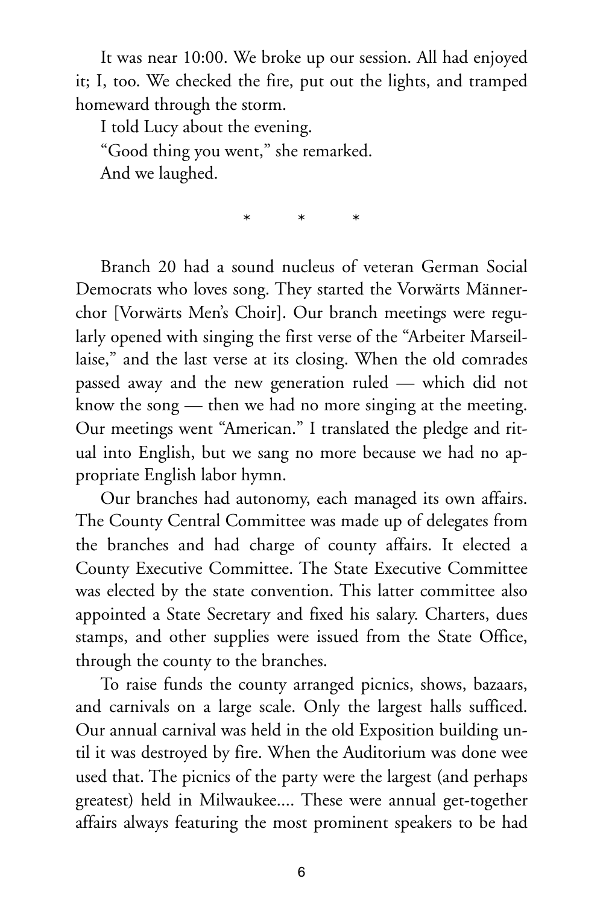It was near 10:00. We broke up our session. All had enjoyed it; I, too. We checked the fire, put out the lights, and tramped homeward through the storm.

I told Lucy about the evening.

"Good thing you went," she remarked.

And we laughed.

\* \* \*

Branch 20 had a sound nucleus of veteran German Social Democrats who loves song. They started the Vorwärts Männerchor [Vorwärts Men's Choir]. Our branch meetings were regularly opened with singing the first verse of the "Arbeiter Marseillaise," and the last verse at its closing. When the old comrades passed away and the new generation ruled — which did not know the song — then we had no more singing at the meeting. Our meetings went "American." I translated the pledge and ritual into English, but we sang no more because we had no appropriate English labor hymn.

Our branches had autonomy, each managed its own affairs. The County Central Committee was made up of delegates from the branches and had charge of county affairs. It elected a County Executive Committee. The State Executive Committee was elected by the state convention. This latter committee also appointed a State Secretary and fixed his salary. Charters, dues stamps, and other supplies were issued from the State Office, through the county to the branches.

To raise funds the county arranged picnics, shows, bazaars, and carnivals on a large scale. Only the largest halls sufficed. Our annual carnival was held in the old Exposition building until it was destroyed by fire. When the Auditorium was done wee used that. The picnics of the party were the largest (and perhaps greatest) held in Milwaukee.... These were annual get-together affairs always featuring the most prominent speakers to be had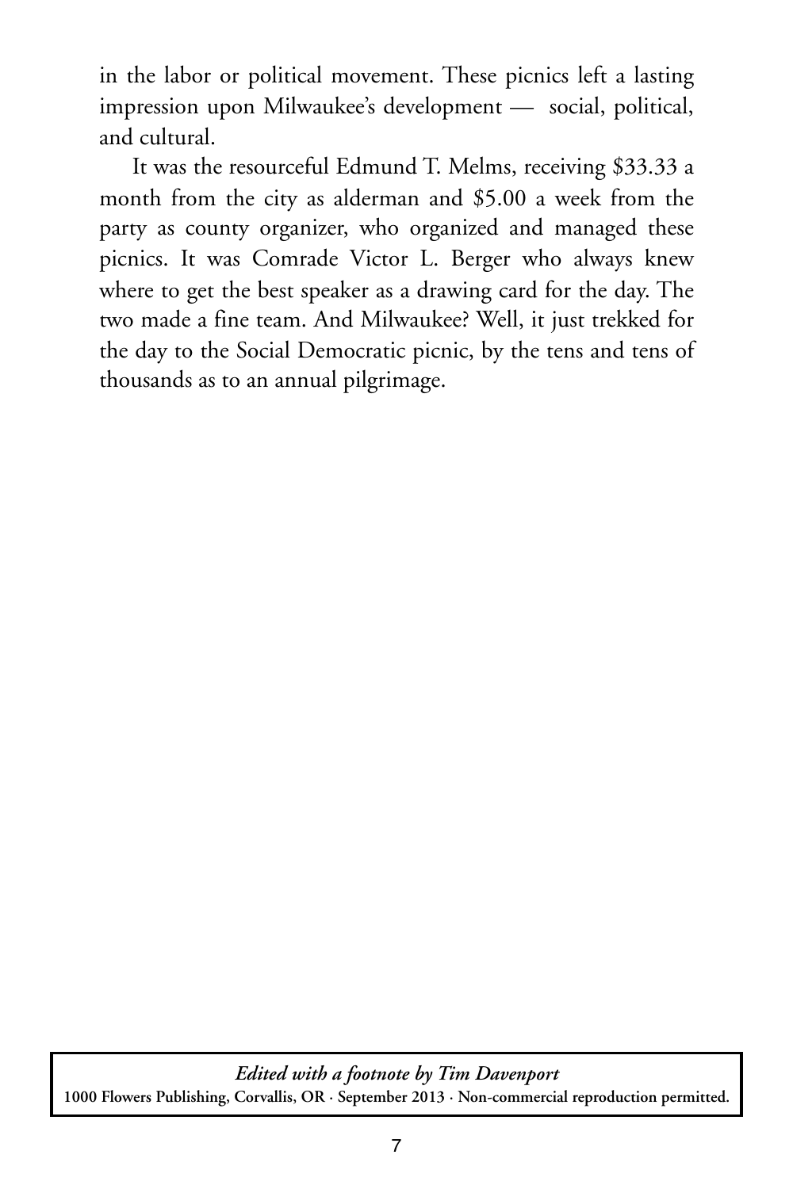in the labor or political movement. These picnics left a lasting impression upon Milwaukee's development — social, political, and cultural.

It was the resourceful Edmund T. Melms, receiving $33.33 a month from the city as alderman and $5.00 a week from the party as county organizer, who organized and managed these picnics. It was Comrade Victor L. Berger who always knew where to get the best speaker as a drawing card for the day. The two made a fine team. And Milwaukee? Well, it just trekked for the day to the Social Democratic picnic, by the tens and tens of thousands as to an annual pilgrimage.

***Edited with a footnote by Tim Davenport***
**1000 Flowers Publishing, Corvallis, OR · September 2013 · Non-commercial reproduction permitted.**